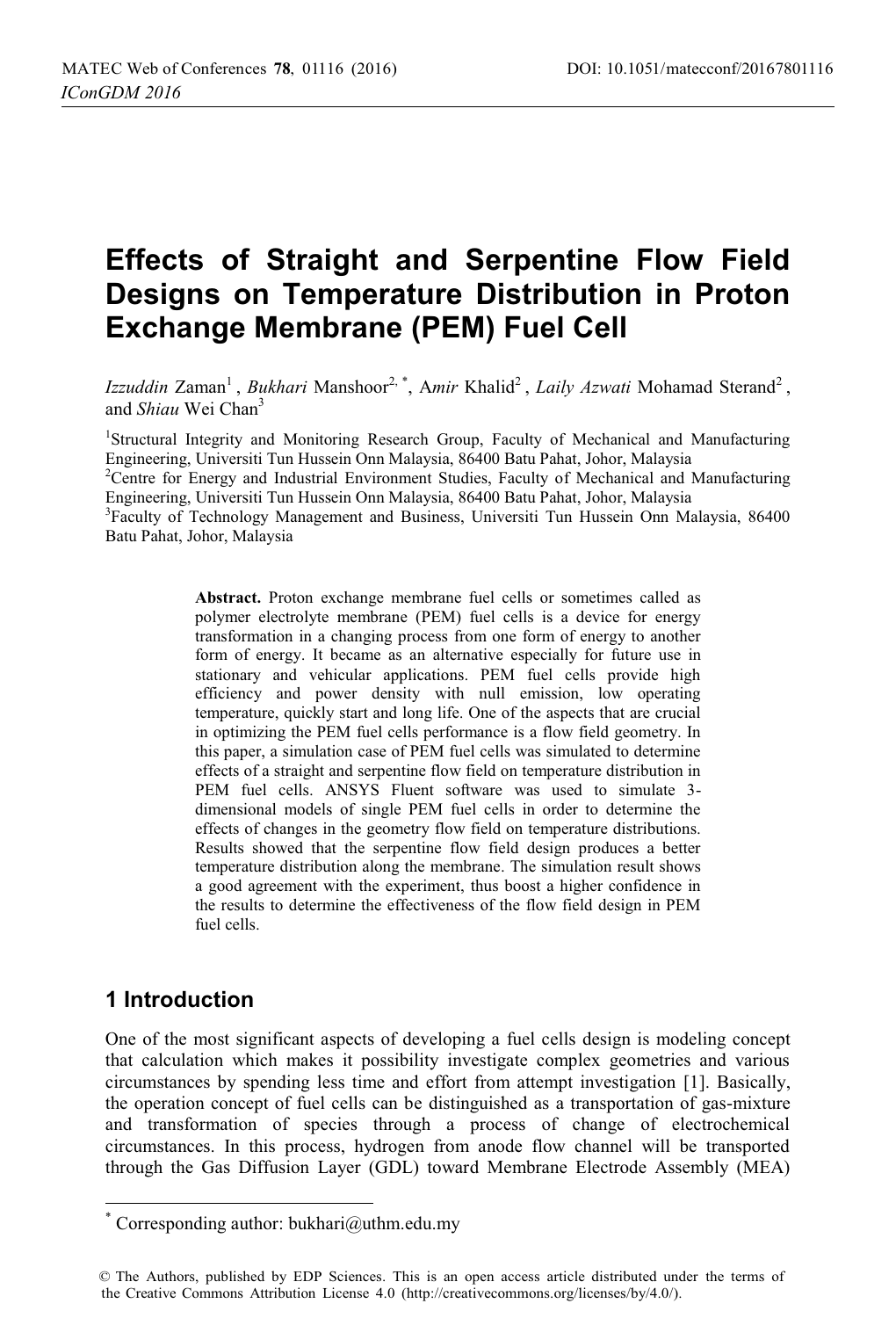# Effects of Straight and Serpentine Flow Field Designs on Temperature Distribution in Proton Exchange Membrane (PEM) Fuel Cell

*Izzuddin* Zaman[1] , *Bukhari* Manshoor[2,*], A*mir* Khalid[2] , *Laily Azwati* Mohamad Sterand[2] , and *Shiau* Wei Chan[3]

[1]Structural Integrity and Monitoring Research Group, Faculty of Mechanical and Manufacturing Engineering, Universiti Tun Hussein Onn Malaysia, 86400 Batu Pahat, Johor, Malaysia
[2]Centre for Energy and Industrial Environment Studies, Faculty of Mechanical and Manufacturing Engineering, Universiti Tun Hussein Onn Malaysia, 86400 Batu Pahat, Johor, Malaysia
[3]Faculty of Technology Management and Business, Universiti Tun Hussein Onn Malaysia, 86400 Batu Pahat, Johor, Malaysia

**Abstract.** Proton exchange membrane fuel cells or sometimes called as polymer electrolyte membrane (PEM) fuel cells is a device for energy transformation in a changing process from one form of energy to another form of energy. It became as an alternative especially for future use in stationary and vehicular applications. PEM fuel cells provide high efficiency and power density with null emission, low operating temperature, quickly start and long life. One of the aspects that are crucial in optimizing the PEM fuel cells performance is a flow field geometry. In this paper, a simulation case of PEM fuel cells was simulated to determine effects of a straight and serpentine flow field on temperature distribution in PEM fuel cells. ANSYS Fluent software was used to simulate 3-dimensional models of single PEM fuel cells in order to determine the effects of changes in the geometry flow field on temperature distributions. Results showed that the serpentine flow field design produces a better temperature distribution along the membrane. The simulation result shows a good agreement with the experiment, thus boost a higher confidence in the results to determine the effectiveness of the flow field design in PEM fuel cells.

## 1 Introduction

One of the most significant aspects of developing a fuel cells design is modeling concept that calculation which makes it possibility investigate complex geometries and various circumstances by spending less time and effort from attempt investigation [1]. Basically, the operation concept of fuel cells can be distinguished as a transportation of gas-mixture and transformation of species through a process of change of electrochemical circumstances. In this process, hydrogen from anode flow channel will be transported through the Gas Diffusion Layer (GDL) toward Membrane Electrode Assembly (MEA)

* Corresponding author: bukhari@uthm.edu.my

© The Authors, published by EDP Sciences. This is an open access article distributed under the terms of the Creative Commons Attribution License 4.0 (http://creativecommons.org/licenses/by/4.0/).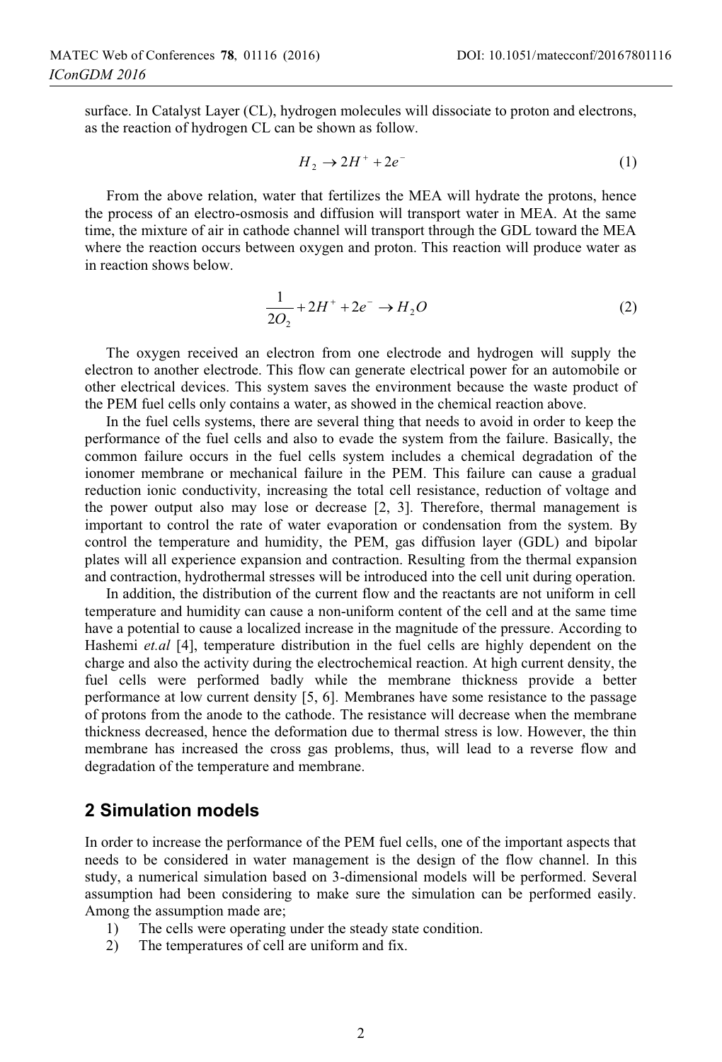surface. In Catalyst Layer (CL), hydrogen molecules will dissociate to proton and electrons, as the reaction of hydrogen CL can be shown as follow.

$$H_2 \rightarrow 2H^+ + 2e^- \quad (1)$$

From the above relation, water that fertilizes the MEA will hydrate the protons, hence the process of an electro-osmosis and diffusion will transport water in MEA. At the same time, the mixture of air in cathode channel will transport through the GDL toward the MEA where the reaction occurs between oxygen and proton. This reaction will produce water as in reaction shows below.

$$\frac{1}{2O_2} + 2H^+ + 2e^- \rightarrow H_2O \quad (2)$$

The oxygen received an electron from one electrode and hydrogen will supply the electron to another electrode. This flow can generate electrical power for an automobile or other electrical devices. This system saves the environment because the waste product of the PEM fuel cells only contains a water, as showed in the chemical reaction above.

In the fuel cells systems, there are several thing that needs to avoid in order to keep the performance of the fuel cells and also to evade the system from the failure. Basically, the common failure occurs in the fuel cells system includes a chemical degradation of the ionomer membrane or mechanical failure in the PEM. This failure can cause a gradual reduction ionic conductivity, increasing the total cell resistance, reduction of voltage and the power output also may lose or decrease [2, 3]. Therefore, thermal management is important to control the rate of water evaporation or condensation from the system. By control the temperature and humidity, the PEM, gas diffusion layer (GDL) and bipolar plates will all experience expansion and contraction. Resulting from the thermal expansion and contraction, hydrothermal stresses will be introduced into the cell unit during operation.

In addition, the distribution of the current flow and the reactants are not uniform in cell temperature and humidity can cause a non-uniform content of the cell and at the same time have a potential to cause a localized increase in the magnitude of the pressure. According to Hashemi *et.al* [4], temperature distribution in the fuel cells are highly dependent on the charge and also the activity during the electrochemical reaction. At high current density, the fuel cells were performed badly while the membrane thickness provide a better performance at low current density [5, 6]. Membranes have some resistance to the passage of protons from the anode to the cathode. The resistance will decrease when the membrane thickness decreased, hence the deformation due to thermal stress is low. However, the thin membrane has increased the cross gas problems, thus, will lead to a reverse flow and degradation of the temperature and membrane.

## 2 Simulation models

In order to increase the performance of the PEM fuel cells, one of the important aspects that needs to be considered in water management is the design of the flow channel. In this study, a numerical simulation based on 3-dimensional models will be performed. Several assumption had been considering to make sure the simulation can be performed easily. Among the assumption made are;

1) The cells were operating under the steady state condition.
2) The temperatures of cell are uniform and fix.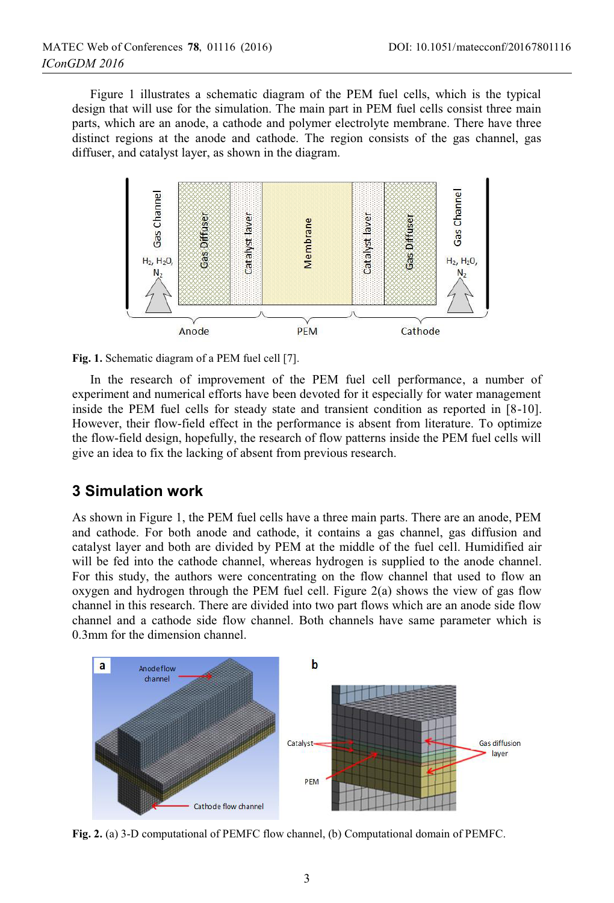Figure 1 illustrates a schematic diagram of the PEM fuel cells, which is the typical design that will use for the simulation. The main part in PEM fuel cells consist three main parts, which are an anode, a cathode and polymer electrolyte membrane. There have three distinct regions at the anode and cathode. The region consists of the gas channel, gas diffuser, and catalyst layer, as shown in the diagram.

Gas Channel
$H_2$, $H_2O$, $N_2$
Gas Diffuser
Catalyst layer
Membrane
Catalyst layer
Gas Diffuser
Gas Channel
$H_2$, $H_2O$, $N_2$
Anode
PEM
Cathode

**Fig. 1.** Schematic diagram of a PEM fuel cell [7].

In the research of improvement of the PEM fuel cell performance, a number of experiment and numerical efforts have been devoted for it especially for water management inside the PEM fuel cells for steady state and transient condition as reported in [8-10]. However, their flow-field effect in the performance is absent from literature. To optimize the flow-field design, hopefully, the research of flow patterns inside the PEM fuel cells will give an idea to fix the lacking of absent from previous research.

## 3 Simulation work

As shown in Figure 1, the PEM fuel cells have a three main parts. There are an anode, PEM and cathode. For both anode and cathode, it contains a gas channel, gas diffusion and catalyst layer and both are divided by PEM at the middle of the fuel cell. Humidified air will be fed into the cathode channel, whereas hydrogen is supplied to the anode channel. For this study, the authors were concentrating on the flow channel that used to flow an oxygen and hydrogen through the PEM fuel cell. Figure 2(a) shows the view of gas flow channel in this research. There are divided into two part flows which are an anode side flow channel and a cathode side flow channel. Both channels have same parameter which is 0.3mm for the dimension channel.

a
Anode flow channel
Cathode flow channel
b
Catalyst
PEM
Gas diffusion layer

**Fig. 2.** (a) 3-D computational of PEMFC flow channel, (b) Computational domain of PEMFC.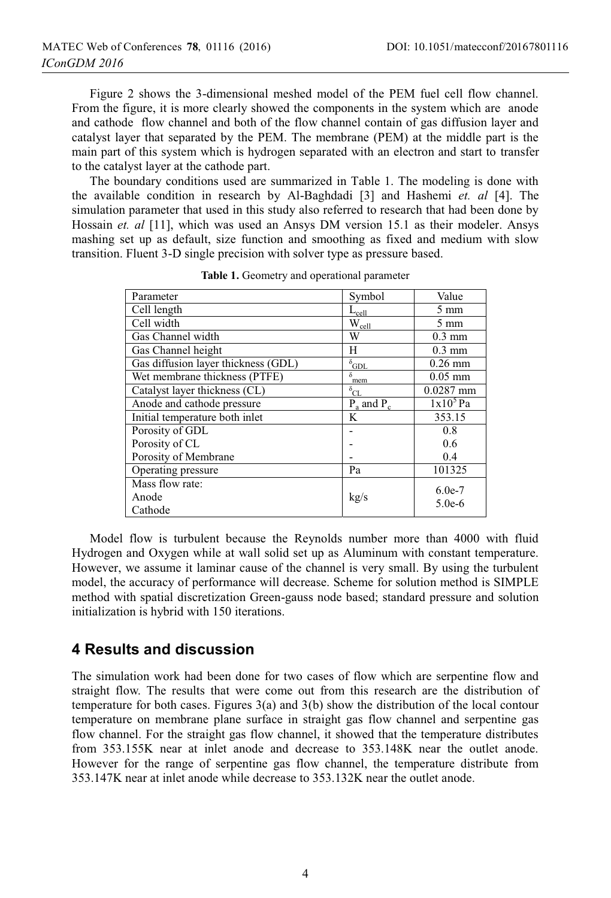Figure 2 shows the 3-dimensional meshed model of the PEM fuel cell flow channel. From the figure, it is more clearly showed the components in the system which are anode and cathode flow channel and both of the flow channel contain of gas diffusion layer and catalyst layer that separated by the PEM. The membrane (PEM) at the middle part is the main part of this system which is hydrogen separated with an electron and start to transfer to the catalyst layer at the cathode part.

The boundary conditions used are summarized in Table 1. The modeling is done with the available condition in research by Al-Baghdadi [3] and Hashemi *et. al* [4]. The simulation parameter that used in this study also referred to research that had been done by Hossain *et. al* [11], which was used an Ansys DM version 15.1 as their modeler. Ansys mashing set up as default, size function and smoothing as fixed and medium with slow transition. Fluent 3-D single precision with solver type as pressure based.

**Table 1.** Geometry and operational parameter

| Parameter | Symbol | Value |
|---|---|---|
| Cell length | $L_{cell}$ | 5 mm |
| Cell width | $W_{cell}$ | 5 mm |
| Gas Channel width | W | 0.3 mm |
| Gas Channel height | H | 0.3 mm |
| Gas diffusion layer thickness (GDL) | $\delta_{GDL}$ | 0.26 mm |
| Wet membrane thickness (PTFE) | $\delta_{mem}$ | 0.05 mm |
| Catalyst layer thickness (CL) | $\delta_{CL}$ | 0.0287 mm |
| Anode and cathode pressure | $P_a$ and $P_c$ | $1x10^5$ Pa |
| Initial temperature both inlet | K | 353.15 |
| Porosity of GDL | - | 0.8 |
| Porosity of CL | - | 0.6 |
| Porosity of Membrane | - | 0.4 |
| Operating pressure | Pa | 101325 |
| Mass flow rate:<br>Anode<br>Cathode | kg/s | 6.0e-7<br>5.0e-6 |

Model flow is turbulent because the Reynolds number more than 4000 with fluid Hydrogen and Oxygen while at wall solid set up as Aluminum with constant temperature. However, we assume it laminar cause of the channel is very small. By using the turbulent model, the accuracy of performance will decrease. Scheme for solution method is SIMPLE method with spatial discretization Green-gauss node based; standard pressure and solution initialization is hybrid with 150 iterations.

## 4 Results and discussion

The simulation work had been done for two cases of flow which are serpentine flow and straight flow. The results that were come out from this research are the distribution of temperature for both cases. Figures 3(a) and 3(b) show the distribution of the local contour temperature on membrane plane surface in straight gas flow channel and serpentine gas flow channel. For the straight gas flow channel, it showed that the temperature distributes from 353.155K near at inlet anode and decrease to 353.148K near the outlet anode. However for the range of serpentine gas flow channel, the temperature distribute from 353.147K near at inlet anode while decrease to 353.132K near the outlet anode.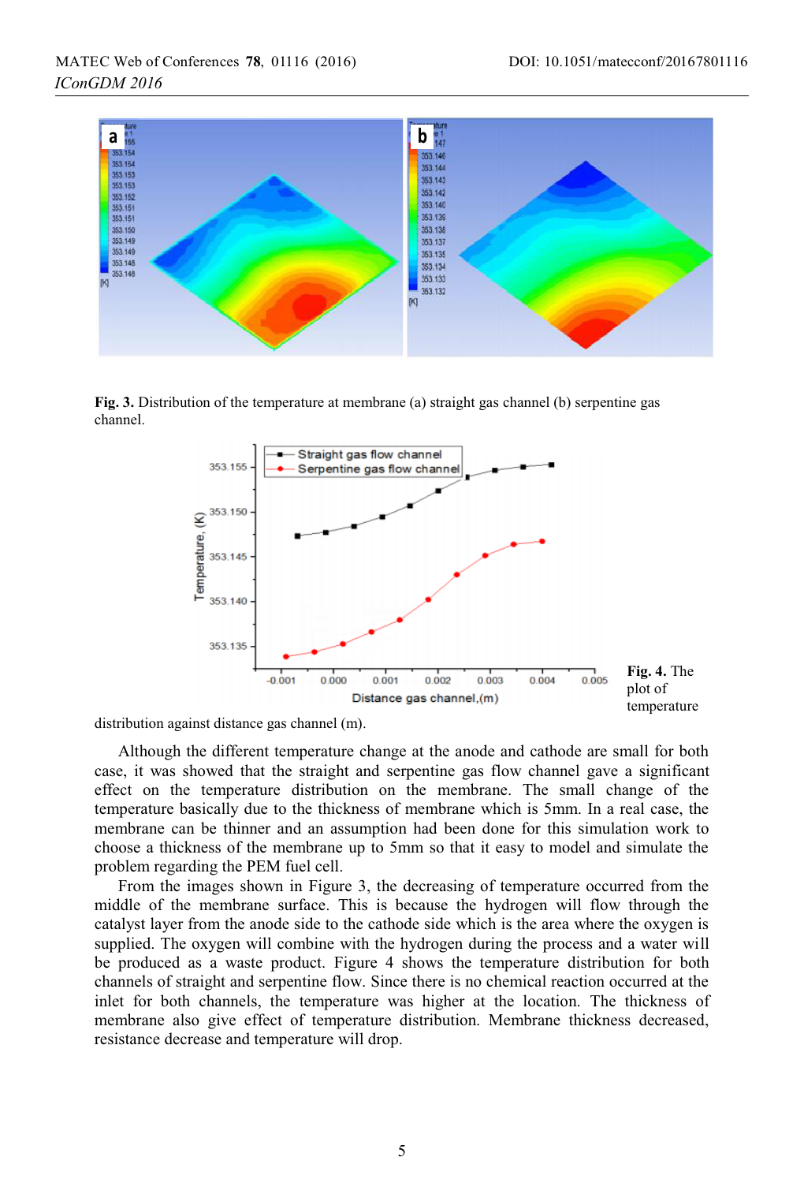**Fig. 3.** Distribution of the temperature at membrane (a) straight gas channel (b) serpentine gas channel.

**Fig. 4.** The plot of temperature distribution against distance gas channel (m).

Although the different temperature change at the anode and cathode are small for both case, it was showed that the straight and serpentine gas flow channel gave a significant effect on the temperature distribution on the membrane. The small change of the temperature basically due to the thickness of membrane which is 5mm. In a real case, the membrane can be thinner and an assumption had been done for this simulation work to choose a thickness of the membrane up to 5mm so that it easy to model and simulate the problem regarding the PEM fuel cell.

From the images shown in Figure 3, the decreasing of temperature occurred from the middle of the membrane surface. This is because the hydrogen will flow through the catalyst layer from the anode side to the cathode side which is the area where the oxygen is supplied. The oxygen will combine with the hydrogen during the process and a water will be produced as a waste product. Figure 4 shows the temperature distribution for both channels of straight and serpentine flow. Since there is no chemical reaction occurred at the inlet for both channels, the temperature was higher at the location. The thickness of membrane also give effect of temperature distribution. Membrane thickness decreased, resistance decrease and temperature will drop.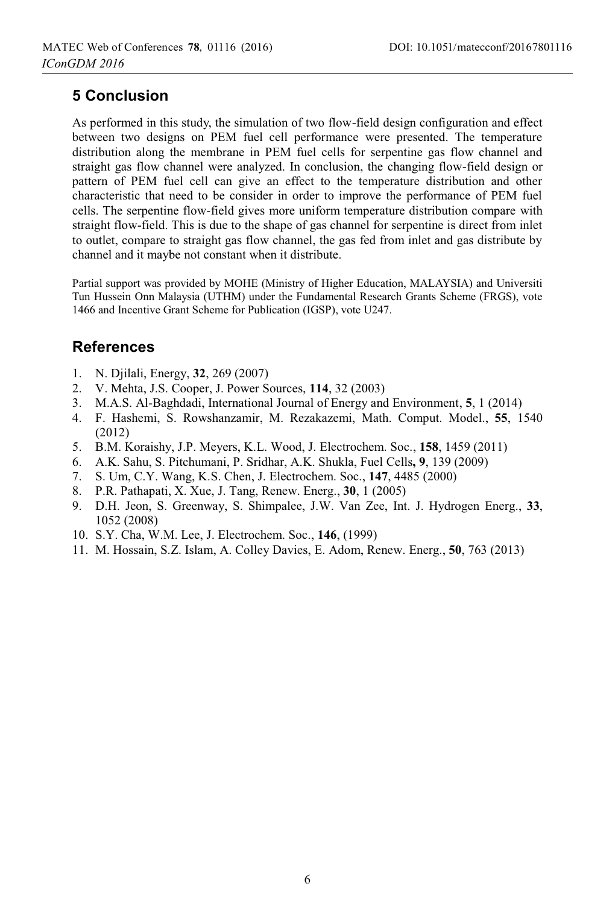## 5 Conclusion

As performed in this study, the simulation of two flow-field design configuration and effect between two designs on PEM fuel cell performance were presented. The temperature distribution along the membrane in PEM fuel cells for serpentine gas flow channel and straight gas flow channel were analyzed. In conclusion, the changing flow-field design or pattern of PEM fuel cell can give an effect to the temperature distribution and other characteristic that need to be consider in order to improve the performance of PEM fuel cells. The serpentine flow-field gives more uniform temperature distribution compare with straight flow-field. This is due to the shape of gas channel for serpentine is direct from inlet to outlet, compare to straight gas flow channel, the gas fed from inlet and gas distribute by channel and it maybe not constant when it distribute.

Partial support was provided by MOHE (Ministry of Higher Education, MALAYSIA) and Universiti Tun Hussein Onn Malaysia (UTHM) under the Fundamental Research Grants Scheme (FRGS), vote 1466 and Incentive Grant Scheme for Publication (IGSP), vote U247.

## References

1. N. Djilali, Energy, **32**, 269 (2007)
2. V. Mehta, J.S. Cooper, J. Power Sources, **114**, 32 (2003)
3. M.A.S. Al-Baghdadi, International Journal of Energy and Environment, **5**, 1 (2014)
4. F. Hashemi, S. Rowshanzamir, M. Rezakazemi, Math. Comput. Model., **55**, 1540 (2012)
5. B.M. Koraishy, J.P. Meyers, K.L. Wood, J. Electrochem. Soc., **158**, 1459 (2011)
6. A.K. Sahu, S. Pitchumani, P. Sridhar, A.K. Shukla, Fuel Cells, **9**, 139 (2009)
7. S. Um, C.Y. Wang, K.S. Chen, J. Electrochem. Soc., **147**, 4485 (2000)
8. P.R. Pathapati, X. Xue, J. Tang, Renew. Energ., **30**, 1 (2005)
9. D.H. Jeon, S. Greenway, S. Shimpalee, J.W. Van Zee, Int. J. Hydrogen Energ., **33**, 1052 (2008)
10. S.Y. Cha, W.M. Lee, J. Electrochem. Soc., **146**, (1999)
11. M. Hossain, S.Z. Islam, A. Colley Davies, E. Adom, Renew. Energ., **50**, 763 (2013)